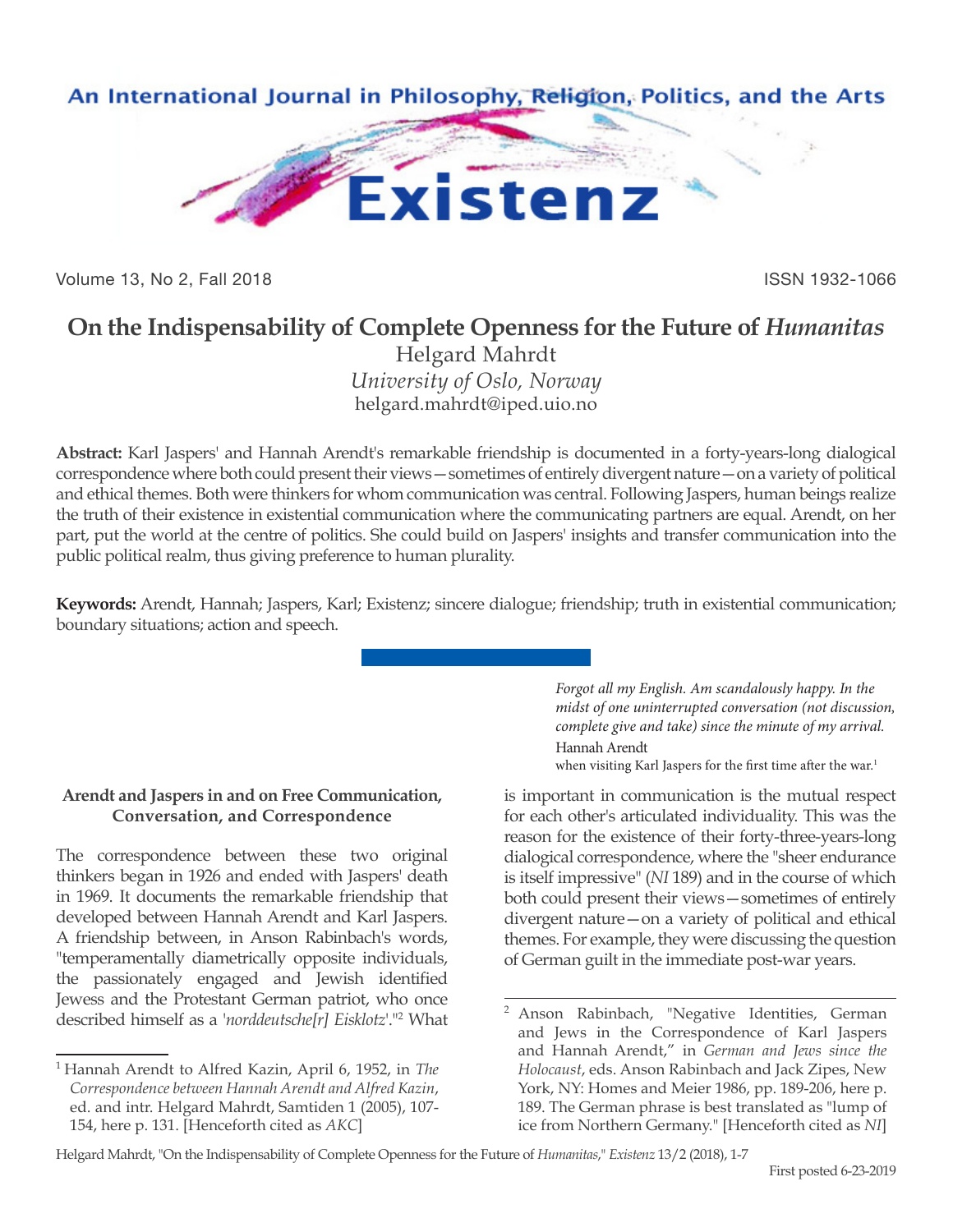# On the Indispensability of Complete Openness for the Future of *Humanitas*

Helgard Mahrdt

*University of Oslo, Norway*

helgard.mahrdt@iped.uio.no

**Abstract:** Karl Jaspers' and Hannah Arendt's remarkable friendship is documented in a forty-years-long dialogical correspondence where both could present their views—sometimes of entirely divergent nature—on a variety of political and ethical themes. Both were thinkers for whom communication was central. Following Jaspers, human beings realize the truth of their existence in existential communication where the communicating partners are equal. Arendt, on her part, put the world at the centre of politics. She could build on Jaspers' insights and transfer communication into the public political realm, thus giving preference to human plurality.

**Keywords:** Arendt, Hannah; Jaspers, Karl; Existenz; sincere dialogue; friendship; truth in existential communication; boundary situations; action and speech.

> *Forgot all my English. Am scandalously happy. In the midst of one uninterrupted conversation (not discussion, complete give and take) since the minute of my arrival.*
>
> Hannah Arendt
>
> when visiting Karl Jaspers for the first time after the war.[1]

### Arendt and Jaspers in and on Free Communication, Conversation, and Correspondence

The correspondence between these two original thinkers began in 1926 and ended with Jaspers' death in 1969. It documents the remarkable friendship that developed between Hannah Arendt and Karl Jaspers. A friendship between, in Anson Rabinbach's words, "temperamentally diametrically opposite individuals, the passionately engaged and Jewish identified Jewess and the Protestant German patriot, who once described himself as a '*norddeutsche[r] Eisklotz*'."[2] What is important in communication is the mutual respect for each other's articulated individuality. This was the reason for the existence of their forty-three-years-long dialogical correspondence, where the "sheer endurance is itself impressive" (*NI* 189) and in the course of which both could present their views—sometimes of entirely divergent nature—on a variety of political and ethical themes. For example, they were discussing the question of German guilt in the immediate post-war years.

---

[1] Hannah Arendt to Alfred Kazin, April 6, 1952, in *The Correspondence between Hannah Arendt and Alfred Kazin*, ed. and intr. Helgard Mahrdt, Samtiden 1 (2005), 107-154, here p. 131. [Henceforth cited as *AKC*]

[2] Anson Rabinbach, "Negative Identities, German and Jews in the Correspondence of Karl Jaspers and Hannah Arendt," in *German and Jews since the Holocaust*, eds. Anson Rabinbach and Jack Zipes, New York, NY: Homes and Meier 1986, pp. 189-206, here p. 189. The German phrase is best translated as "lump of ice from Northern Germany." [Henceforth cited as *NI*]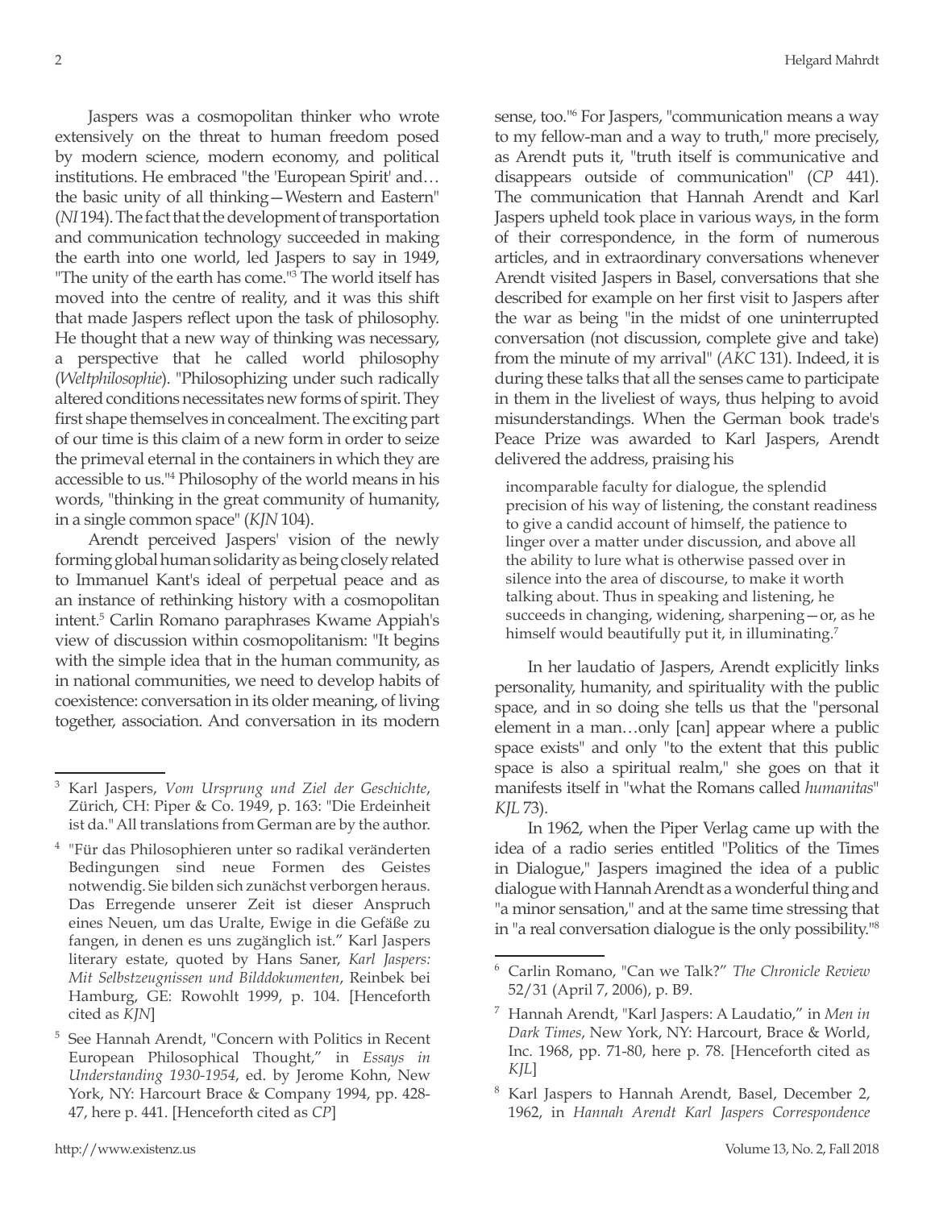Jaspers was a cosmopolitan thinker who wrote extensively on the threat to human freedom posed by modern science, modern economy, and political institutions. He embraced "the 'European Spirit' and… the basic unity of all thinking—Western and Eastern" (*NI* 194). The fact that the development of transportation and communication technology succeeded in making the earth into one world, led Jaspers to say in 1949, "The unity of the earth has come."[3] The world itself has moved into the centre of reality, and it was this shift that made Jaspers reflect upon the task of philosophy. He thought that a new way of thinking was necessary, a perspective that he called world philosophy (*Weltphilosophie*). "Philosophizing under such radically altered conditions necessitates new forms of spirit. They first shape themselves in concealment. The exciting part of our time is this claim of a new form in order to seize the primeval eternal in the containers in which they are accessible to us."[4] Philosophy of the world means in his words, "thinking in the great community of humanity, in a single common space" (*KJN* 104).

Arendt perceived Jaspers' vision of the newly forming global human solidarity as being closely related to Immanuel Kant's ideal of perpetual peace and as an instance of rethinking history with a cosmopolitan intent.[5] Carlin Romano paraphrases Kwame Appiah's view of discussion within cosmopolitanism: "It begins with the simple idea that in the human community, as in national communities, we need to develop habits of coexistence: conversation in its older meaning, of living together, association. And conversation in its modern sense, too."[6] For Jaspers, "communication means a way to my fellow-man and a way to truth," more precisely, as Arendt puts it, "truth itself is communicative and disappears outside of communication" (*CP* 441). The communication that Hannah Arendt and Karl Jaspers upheld took place in various ways, in the form of their correspondence, in the form of numerous articles, and in extraordinary conversations whenever Arendt visited Jaspers in Basel, conversations that she described for example on her first visit to Jaspers after the war as being "in the midst of one uninterrupted conversation (not discussion, complete give and take) from the minute of my arrival" (*AKC* 131). Indeed, it is during these talks that all the senses came to participate in them in the liveliest of ways, thus helping to avoid misunderstandings. When the German book trade's Peace Prize was awarded to Karl Jaspers, Arendt delivered the address, praising his

> incomparable faculty for dialogue, the splendid precision of his way of listening, the constant readiness to give a candid account of himself, the patience to linger over a matter under discussion, and above all the ability to lure what is otherwise passed over in silence into the area of discourse, to make it worth talking about. Thus in speaking and listening, he succeeds in changing, widening, sharpening—or, as he himself would beautifully put it, in illuminating.[7]

In her laudatio of Jaspers, Arendt explicitly links personality, humanity, and spirituality with the public space, and in so doing she tells us that the "personal element in a man…only [can] appear where a public space exists" and only "to the extent that this public space is also a spiritual realm," she goes on that it manifests itself in "what the Romans called *humanitas*" *KJL* 73).

In 1962, when the Piper Verlag came up with the idea of a radio series entitled "Politics of the Times in Dialogue," Jaspers imagined the idea of a public dialogue with Hannah Arendt as a wonderful thing and "a minor sensation," and at the same time stressing that in "a real conversation dialogue is the only possibility."[8]

---

[3] Karl Jaspers, *Vom Ursprung und Ziel der Geschichte*, Zürich, CH: Piper & Co. 1949, p. 163: "Die Erdeinheit ist da." All translations from German are by the author.

[4] "Für das Philosophieren unter so radikal veränderten Bedingungen sind neue Formen des Geistes notwendig. Sie bilden sich zunächst verborgen heraus. Das Erregende unserer Zeit ist dieser Anspruch eines Neuen, um das Uralte, Ewige in die Gefäße zu fangen, in denen es uns zugänglich ist." Karl Jaspers literary estate, quoted by Hans Saner, *Karl Jaspers: Mit Selbstzeugnissen und Bilddokumenten*, Reinbek bei Hamburg, GE: Rowohlt 1999, p. 104. [Henceforth cited as *KJN*]

[5] See Hannah Arendt, "Concern with Politics in Recent European Philosophical Thought," in *Essays in Understanding 1930-1954*, ed. by Jerome Kohn, New York, NY: Harcourt Brace & Company 1994, pp. 428-47, here p. 441. [Henceforth cited as *CP*]

[6] Carlin Romano, "Can we Talk?" *The Chronicle Review* 52/31 (April 7, 2006), p. B9.

[7] Hannah Arendt, "Karl Jaspers: A Laudatio," in *Men in Dark Times*, New York, NY: Harcourt, Brace & World, Inc. 1968, pp. 71-80, here p. 78. [Henceforth cited as *KJL*]

[8] Karl Jaspers to Hannah Arendt, Basel, December 2, 1962, in *Hannah Arendt Karl Jaspers Correspondence*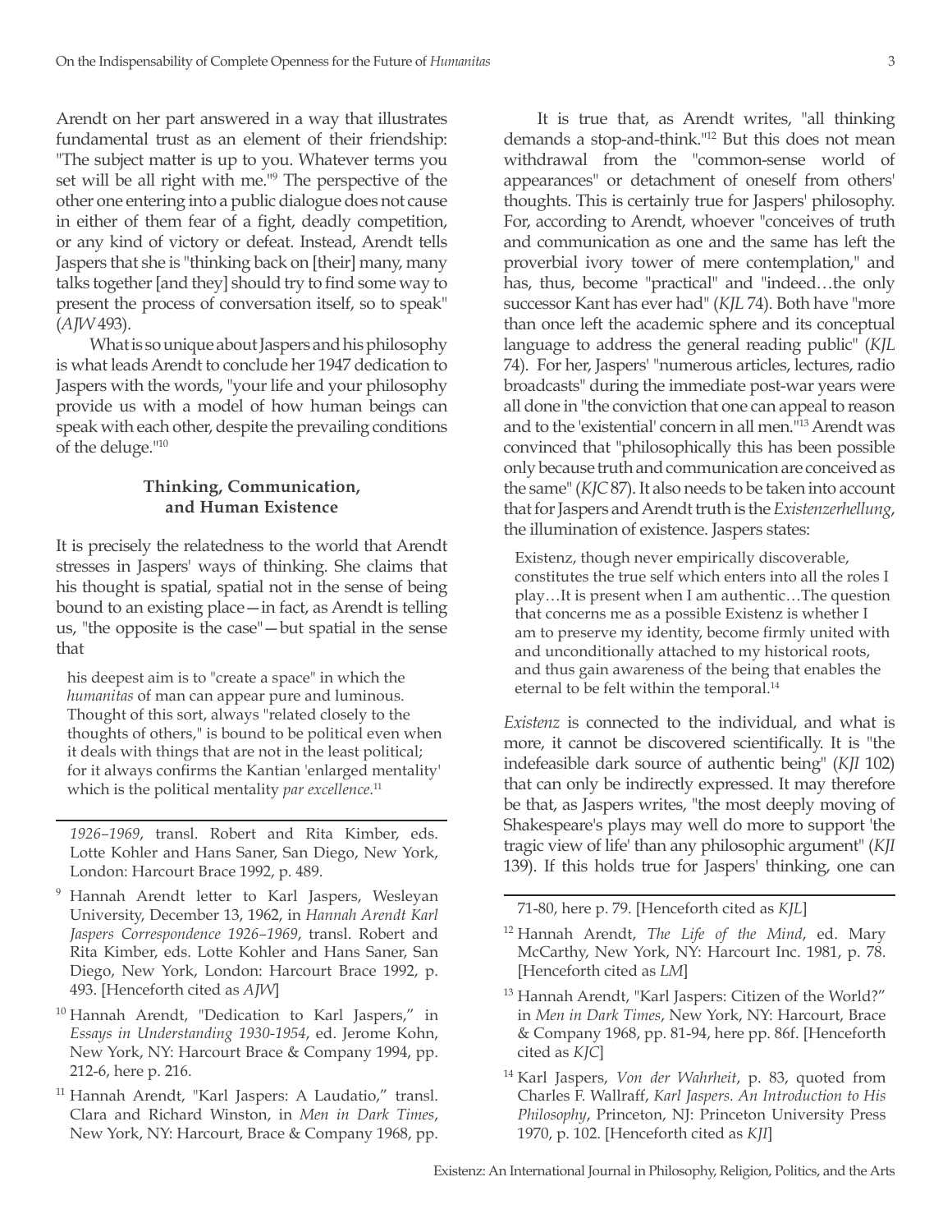Arendt on her part answered in a way that illustrates fundamental trust as an element of their friendship: "The subject matter is up to you. Whatever terms you set will be all right with me."[9] The perspective of the other one entering into a public dialogue does not cause in either of them fear of a fight, deadly competition, or any kind of victory or defeat. Instead, Arendt tells Jaspers that she is "thinking back on [their] many, many talks together [and they] should try to find some way to present the process of conversation itself, so to speak" (*AJW* 493).

What is so unique about Jaspers and his philosophy is what leads Arendt to conclude her 1947 dedication to Jaspers with the words, "your life and your philosophy provide us with a model of how human beings can speak with each other, despite the prevailing conditions of the deluge."[10]

### Thinking, Communication, and Human Existence

It is precisely the relatedness to the world that Arendt stresses in Jaspers' ways of thinking. She claims that his thought is spatial, spatial not in the sense of being bound to an existing place—in fact, as Arendt is telling us, "the opposite is the case"—but spatial in the sense that

> his deepest aim is to "create a space" in which the *humanitas* of man can appear pure and luminous. Thought of this sort, always "related closely to the thoughts of others," is bound to be political even when it deals with things that are not in the least political; for it always confirms the Kantian 'enlarged mentality' which is the political mentality *par excellence*.[11]

It is true that, as Arendt writes, "all thinking demands a stop-and-think."[12] But this does not mean withdrawal from the "common-sense world of appearances" or detachment of oneself from others' thoughts. This is certainly true for Jaspers' philosophy. For, according to Arendt, whoever "conceives of truth and communication as one and the same has left the proverbial ivory tower of mere contemplation," and has, thus, become "practical" and "indeed…the only successor Kant has ever had" (*KJL* 74). Both have "more than once left the academic sphere and its conceptual language to address the general reading public" (*KJL* 74). For her, Jaspers' "numerous articles, lectures, radio broadcasts" during the immediate post-war years were all done in "the conviction that one can appeal to reason and to the 'existential' concern in all men."[13] Arendt was convinced that "philosophically this has been possible only because truth and communication are conceived as the same" (*KJC* 87). It also needs to be taken into account that for Jaspers and Arendt truth is the *Existenzerhellung*, the illumination of existence. Jaspers states:

> Existenz, though never empirically discoverable, constitutes the true self which enters into all the roles I play…It is present when I am authentic…The question that concerns me as a possible Existenz is whether I am to preserve my identity, become firmly united with and unconditionally attached to my historical roots, and thus gain awareness of the being that enables the eternal to be felt within the temporal.[14]

*Existenz* is connected to the individual, and what is more, it cannot be discovered scientifically. It is "the indefeasible dark source of authentic being" (*KJI* 102) that can only be indirectly expressed. It may therefore be that, as Jaspers writes, "the most deeply moving of Shakespeare's plays may well do more to support 'the tragic view of life' than any philosophic argument" (*KJI* 139). If this holds true for Jaspers' thinking, one can

---

*1926–1969*, transl. Robert and Rita Kimber, eds. Lotte Kohler and Hans Saner, San Diego, New York, London: Harcourt Brace 1992, p. 489.

[9] Hannah Arendt letter to Karl Jaspers, Wesleyan University, December 13, 1962, in *Hannah Arendt Karl Jaspers Correspondence 1926–1969*, transl. Robert and Rita Kimber, eds. Lotte Kohler and Hans Saner, San Diego, New York, London: Harcourt Brace 1992, p. 493. [Henceforth cited as *AJW*]

[10] Hannah Arendt, "Dedication to Karl Jaspers," in *Essays in Understanding 1930-1954*, ed. Jerome Kohn, New York, NY: Harcourt Brace & Company 1994, pp. 212-6, here p. 216.

[11] Hannah Arendt, "Karl Jaspers: A Laudatio," transl. Clara and Richard Winston, in *Men in Dark Times*, New York, NY: Harcourt, Brace & Company 1968, pp. 71-80, here p. 79. [Henceforth cited as *KJL*]

[12] Hannah Arendt, *The Life of the Mind*, ed. Mary McCarthy, New York, NY: Harcourt Inc. 1981, p. 78. [Henceforth cited as *LM*]

[13] Hannah Arendt, "Karl Jaspers: Citizen of the World?" in *Men in Dark Times*, New York, NY: Harcourt, Brace & Company 1968, pp. 81-94, here pp. 86f. [Henceforth cited as *KJC*]

[14] Karl Jaspers, *Von der Wahrheit*, p. 83, quoted from Charles F. Wallraff, *Karl Jaspers. An Introduction to His Philosophy*, Princeton, NJ: Princeton University Press 1970, p. 102. [Henceforth cited as *KJI*]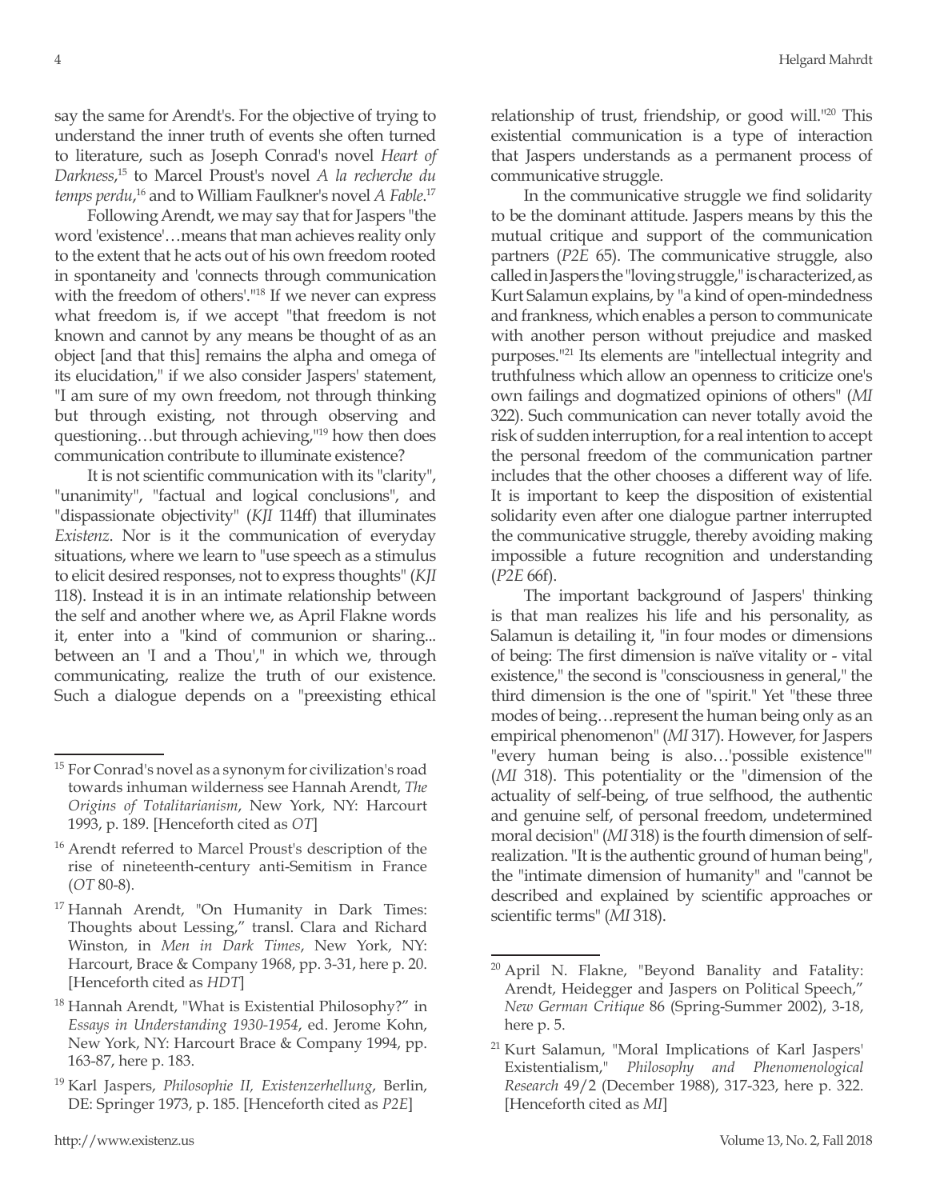say the same for Arendt's. For the objective of trying to understand the inner truth of events she often turned to literature, such as Joseph Conrad's novel *Heart of Darkness*,[15] to Marcel Proust's novel *A la recherche du temps perdu*,[16] and to William Faulkner's novel *A Fable*.[17]

Following Arendt, we may say that for Jaspers "the word 'existence'…means that man achieves reality only to the extent that he acts out of his own freedom rooted in spontaneity and 'connects through communication with the freedom of others'."[18] If we never can express what freedom is, if we accept "that freedom is not known and cannot by any means be thought of as an object [and that this] remains the alpha and omega of its elucidation," if we also consider Jaspers' statement, "I am sure of my own freedom, not through thinking but through existing, not through observing and questioning…but through achieving,"[19] how then does communication contribute to illuminate existence?

It is not scientific communication with its "clarity", "unanimity", "factual and logical conclusions", and "dispassionate objectivity" (*KJI* 114ff) that illuminates *Existenz*. Nor is it the communication of everyday situations, where we learn to "use speech as a stimulus to elicit desired responses, not to express thoughts" (*KJI* 118). Instead it is in an intimate relationship between the self and another where we, as April Flakne words it, enter into a "kind of communion or sharing... between an 'I and a Thou'," in which we, through communicating, realize the truth of our existence. Such a dialogue depends on a "preexisting ethical relationship of trust, friendship, or good will."[20] This existential communication is a type of interaction that Jaspers understands as a permanent process of communicative struggle.

In the communicative struggle we find solidarity to be the dominant attitude. Jaspers means by this the mutual critique and support of the communication partners (*P2E* 65). The communicative struggle, also called in Jaspers the "loving struggle," is characterized, as Kurt Salamun explains, by "a kind of open-mindedness and frankness, which enables a person to communicate with another person without prejudice and masked purposes."[21] Its elements are "intellectual integrity and truthfulness which allow an openness to criticize one's own failings and dogmatized opinions of others" (*MI* 322). Such communication can never totally avoid the risk of sudden interruption, for a real intention to accept the personal freedom of the communication partner includes that the other chooses a different way of life. It is important to keep the disposition of existential solidarity even after one dialogue partner interrupted the communicative struggle, thereby avoiding making impossible a future recognition and understanding (*P2E* 66f).

The important background of Jaspers' thinking is that man realizes his life and his personality, as Salamun is detailing it, "in four modes or dimensions of being: The first dimension is naïve vitality or - vital existence," the second is "consciousness in general," the third dimension is the one of "spirit." Yet "these three modes of being…represent the human being only as an empirical phenomenon" (*MI* 317). However, for Jaspers "every human being is also…'possible existence'" (*MI* 318). This potentiality or the "dimension of the actuality of self-being, of true selfhood, the authentic and genuine self, of personal freedom, undetermined moral decision" (*MI* 318) is the fourth dimension of self-realization. "It is the authentic ground of human being", the "intimate dimension of humanity" and "cannot be described and explained by scientific approaches or scientific terms" (*MI* 318).

---

[15] For Conrad's novel as a synonym for civilization's road towards inhuman wilderness see Hannah Arendt, *The Origins of Totalitarianism*, New York, NY: Harcourt 1993, p. 189. [Henceforth cited as *OT*]

[16] Arendt referred to Marcel Proust's description of the rise of nineteenth-century anti-Semitism in France (*OT* 80-8).

[17] Hannah Arendt, "On Humanity in Dark Times: Thoughts about Lessing," transl. Clara and Richard Winston, in *Men in Dark Times*, New York, NY: Harcourt, Brace & Company 1968, pp. 3-31, here p. 20. [Henceforth cited as *HDT*]

[18] Hannah Arendt, "What is Existential Philosophy?" in *Essays in Understanding 1930-1954*, ed. Jerome Kohn, New York, NY: Harcourt Brace & Company 1994, pp. 163-87, here p. 183.

[19] Karl Jaspers, *Philosophie II, Existenzerhellung*, Berlin, DE: Springer 1973, p. 185. [Henceforth cited as *P2E*]

[20] April N. Flakne, "Beyond Banality and Fatality: Arendt, Heidegger and Jaspers on Political Speech," *New German Critique* 86 (Spring-Summer 2002), 3-18, here p. 5.

[21] Kurt Salamun, "Moral Implications of Karl Jaspers' Existentialism," *Philosophy and Phenomenological Research* 49/2 (December 1988), 317-323, here p. 322. [Henceforth cited as *MI*]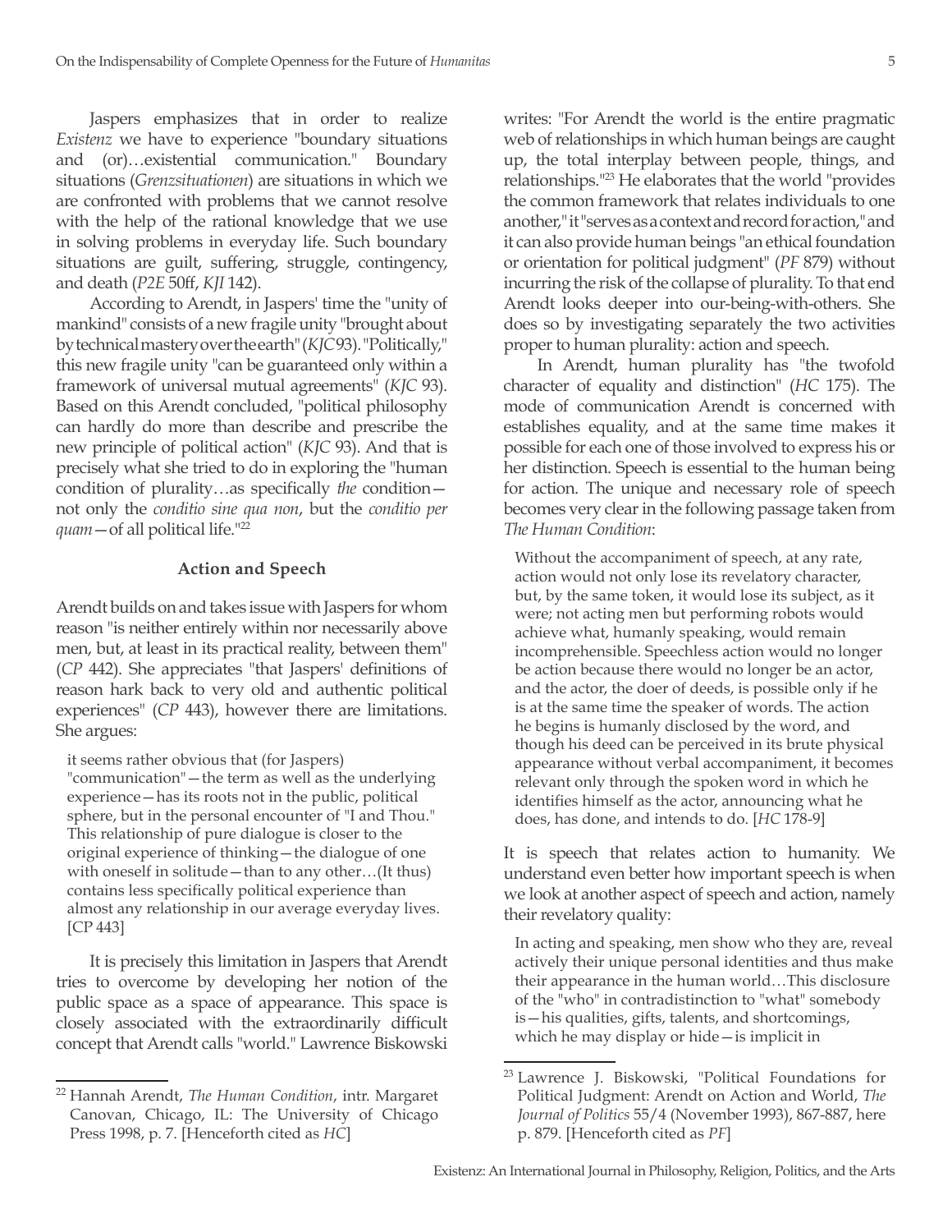Jaspers emphasizes that in order to realize *Existenz* we have to experience "boundary situations and (or)…existential communication." Boundary situations (*Grenzsituationen*) are situations in which we are confronted with problems that we cannot resolve with the help of the rational knowledge that we use in solving problems in everyday life. Such boundary situations are guilt, suffering, struggle, contingency, and death (*P2E* 50ff, *KJI* 142).

According to Arendt, in Jaspers' time the "unity of mankind" consists of a new fragile unity "brought about by technical mastery over the earth" (*KJC* 93). "Politically," this new fragile unity "can be guaranteed only within a framework of universal mutual agreements" (*KJC* 93). Based on this Arendt concluded, "political philosophy can hardly do more than describe and prescribe the new principle of political action" (*KJC* 93). And that is precisely what she tried to do in exploring the "human condition of plurality…as specifically *the* condition—not only the *conditio sine qua non*, but the *conditio per quam*—of all political life."[22]

### Action and Speech

Arendt builds on and takes issue with Jaspers for whom reason "is neither entirely within nor necessarily above men, but, at least in its practical reality, between them" (*CP* 442). She appreciates "that Jaspers' definitions of reason hark back to very old and authentic political experiences" (*CP* 443), however there are limitations. She argues:

> it seems rather obvious that (for Jaspers) "communication"—the term as well as the underlying experience—has its roots not in the public, political sphere, but in the personal encounter of "I and Thou." This relationship of pure dialogue is closer to the original experience of thinking—the dialogue of one with oneself in solitude—than to any other…(It thus) contains less specifically political experience than almost any relationship in our average everyday lives. [CP 443]

It is precisely this limitation in Jaspers that Arendt tries to overcome by developing her notion of the public space as a space of appearance. This space is closely associated with the extraordinarily difficult concept that Arendt calls "world." Lawrence Biskowski writes: "For Arendt the world is the entire pragmatic web of relationships in which human beings are caught up, the total interplay between people, things, and relationships."[23] He elaborates that the world "provides the common framework that relates individuals to one another," it "serves as a context and record for action," and it can also provide human beings "an ethical foundation or orientation for political judgment" (*PF* 879) without incurring the risk of the collapse of plurality. To that end Arendt looks deeper into our-being-with-others. She does so by investigating separately the two activities proper to human plurality: action and speech.

In Arendt, human plurality has "the twofold character of equality and distinction" (*HC* 175). The mode of communication Arendt is concerned with establishes equality, and at the same time makes it possible for each one of those involved to express his or her distinction. Speech is essential to the human being for action. The unique and necessary role of speech becomes very clear in the following passage taken from *The Human Condition*:

> Without the accompaniment of speech, at any rate, action would not only lose its revelatory character, but, by the same token, it would lose its subject, as it were; not acting men but performing robots would achieve what, humanly speaking, would remain incomprehensible. Speechless action would no longer be action because there would no longer be an actor, and the actor, the doer of deeds, is possible only if he is at the same time the speaker of words. The action he begins is humanly disclosed by the word, and though his deed can be perceived in its brute physical appearance without verbal accompaniment, it becomes relevant only through the spoken word in which he identifies himself as the actor, announcing what he does, has done, and intends to do. [*HC* 178-9]

It is speech that relates action to humanity. We understand even better how important speech is when we look at another aspect of speech and action, namely their revelatory quality:

> In acting and speaking, men show who they are, reveal actively their unique personal identities and thus make their appearance in the human world…This disclosure of the "who" in contradistinction to "what" somebody is—his qualities, gifts, talents, and shortcomings, which he may display or hide—is implicit in

---

[22] Hannah Arendt, *The Human Condition*, intr. Margaret Canovan, Chicago, IL: The University of Chicago Press 1998, p. 7. [Henceforth cited as *HC*]

[23] Lawrence J. Biskowski, "Political Foundations for Political Judgment: Arendt on Action and World, *The Journal of Politics* 55/4 (November 1993), 867-887, here p. 879. [Henceforth cited as *PF*]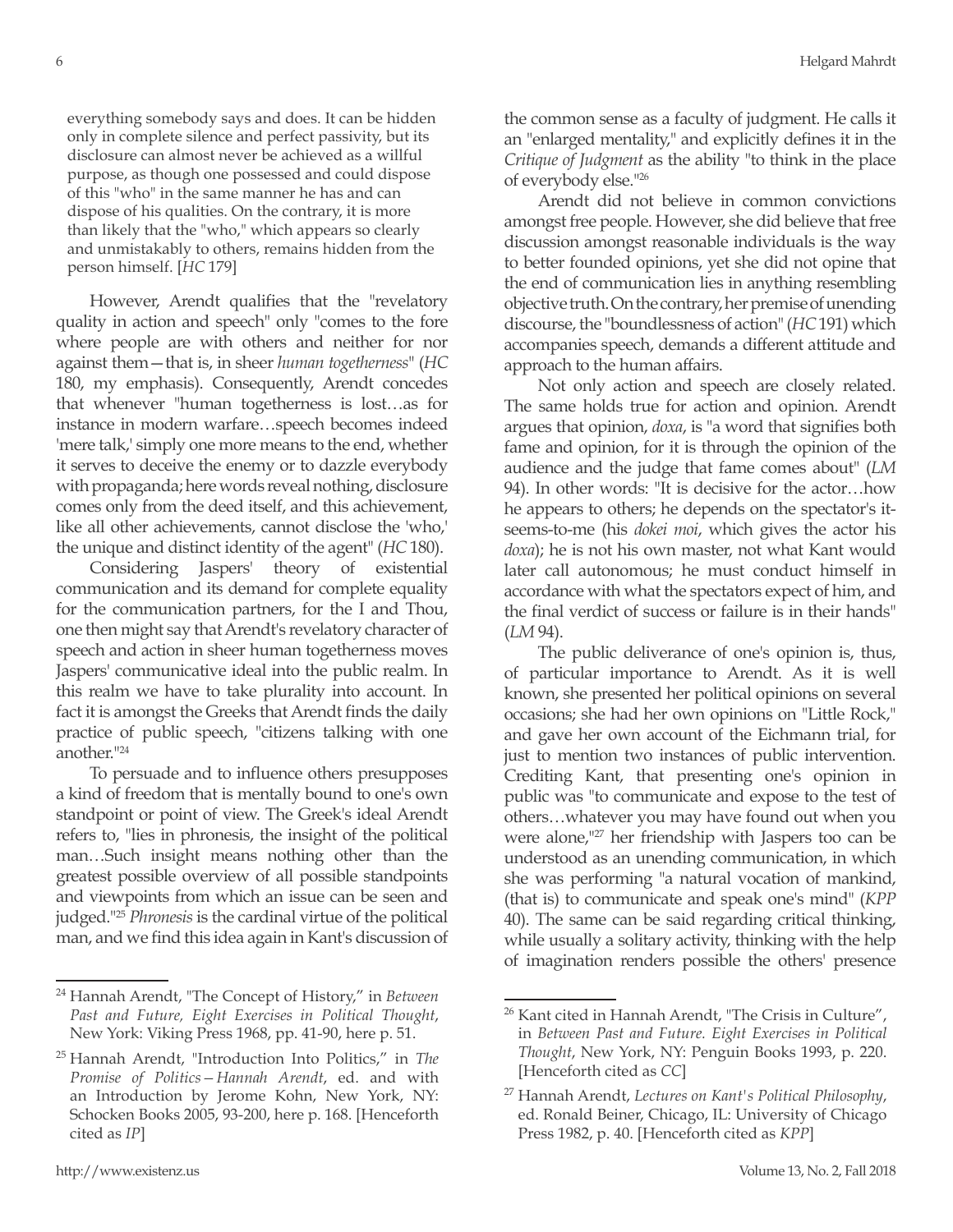> everything somebody says and does. It can be hidden only in complete silence and perfect passivity, but its disclosure can almost never be achieved as a willful purpose, as though one possessed and could dispose of this "who" in the same manner he has and can dispose of his qualities. On the contrary, it is more than likely that the "who," which appears so clearly and unmistakably to others, remains hidden from the person himself. [*HC* 179]

However, Arendt qualifies that the "revelatory quality in action and speech" only "comes to the fore where people are with others and neither for nor against them—that is, in sheer *human togetherness*" (*HC* 180, my emphasis). Consequently, Arendt concedes that whenever "human togetherness is lost…as for instance in modern warfare…speech becomes indeed 'mere talk,' simply one more means to the end, whether it serves to deceive the enemy or to dazzle everybody with propaganda; here words reveal nothing, disclosure comes only from the deed itself, and this achievement, like all other achievements, cannot disclose the 'who,' the unique and distinct identity of the agent" (*HC* 180).

Considering Jaspers' theory of existential communication and its demand for complete equality for the communication partners, for the I and Thou, one then might say that Arendt's revelatory character of speech and action in sheer human togetherness moves Jaspers' communicative ideal into the public realm. In this realm we have to take plurality into account. In fact it is amongst the Greeks that Arendt finds the daily practice of public speech, "citizens talking with one another."[24]

To persuade and to influence others presupposes a kind of freedom that is mentally bound to one's own standpoint or point of view. The Greek's ideal Arendt refers to, "lies in phronesis, the insight of the political man…Such insight means nothing other than the greatest possible overview of all possible standpoints and viewpoints from which an issue can be seen and judged."[25] *Phronesis* is the cardinal virtue of the political man, and we find this idea again in Kant's discussion of the common sense as a faculty of judgment. He calls it an "enlarged mentality," and explicitly defines it in the *Critique of Judgment* as the ability "to think in the place of everybody else."[26]

Arendt did not believe in common convictions amongst free people. However, she did believe that free discussion amongst reasonable individuals is the way to better founded opinions, yet she did not opine that the end of communication lies in anything resembling objective truth. On the contrary, her premise of unending discourse, the "boundlessness of action" (*HC* 191) which accompanies speech, demands a different attitude and approach to the human affairs.

Not only action and speech are closely related. The same holds true for action and opinion. Arendt argues that opinion, *doxa*, is "a word that signifies both fame and opinion, for it is through the opinion of the audience and the judge that fame comes about" (*LM* 94). In other words: "It is decisive for the actor…how he appears to others; he depends on the spectator's it-seems-to-me (his *dokei moi*, which gives the actor his *doxa*); he is not his own master, not what Kant would later call autonomous; he must conduct himself in accordance with what the spectators expect of him, and the final verdict of success or failure is in their hands" (*LM* 94).

The public deliverance of one's opinion is, thus, of particular importance to Arendt. As it is well known, she presented her political opinions on several occasions; she had her own opinions on "Little Rock," and gave her own account of the Eichmann trial, for just to mention two instances of public intervention. Crediting Kant, that presenting one's opinion in public was "to communicate and expose to the test of others…whatever you may have found out when you were alone,"[27] her friendship with Jaspers too can be understood as an unending communication, in which she was performing "a natural vocation of mankind, (that is) to communicate and speak one's mind" (*KPP* 40). The same can be said regarding critical thinking, while usually a solitary activity, thinking with the help of imagination renders possible the others' presence

---

[24] Hannah Arendt, "The Concept of History," in *Between Past and Future, Eight Exercises in Political Thought*, New York: Viking Press 1968, pp. 41-90, here p. 51.

[25] Hannah Arendt, "Introduction Into Politics," in *The Promise of Politics—Hannah Arendt*, ed. and with an Introduction by Jerome Kohn, New York, NY: Schocken Books 2005, 93-200, here p. 168. [Henceforth cited as *IP*]

[26] Kant cited in Hannah Arendt, "The Crisis in Culture", in *Between Past and Future. Eight Exercises in Political Thought*, New York, NY: Penguin Books 1993, p. 220. [Henceforth cited as *CC*]

[27] Hannah Arendt, *Lectures on Kant's Political Philosophy*, ed. Ronald Beiner, Chicago, IL: University of Chicago Press 1982, p. 40. [Henceforth cited as *KPP*]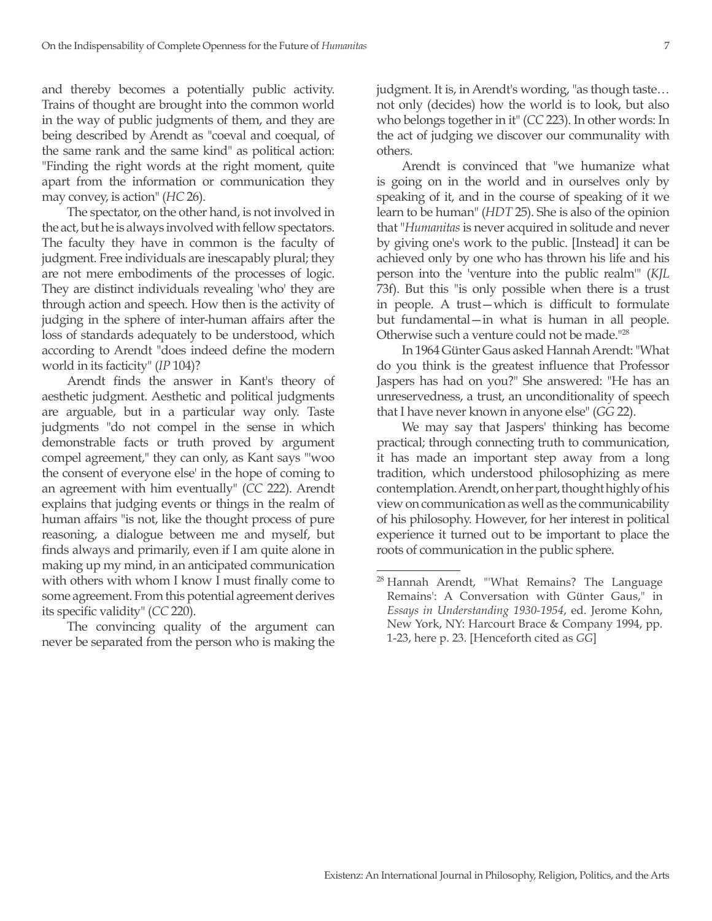and thereby becomes a potentially public activity. Trains of thought are brought into the common world in the way of public judgments of them, and they are being described by Arendt as "coeval and coequal, of the same rank and the same kind" as political action: "Finding the right words at the right moment, quite apart from the information or communication they may convey, is action" (*HC* 26).

The spectator, on the other hand, is not involved in the act, but he is always involved with fellow spectators. The faculty they have in common is the faculty of judgment. Free individuals are inescapably plural; they are not mere embodiments of the processes of logic. They are distinct individuals revealing 'who' they are through action and speech. How then is the activity of judging in the sphere of inter-human affairs after the loss of standards adequately to be understood, which according to Arendt "does indeed define the modern world in its facticity" (*IP* 104)?

Arendt finds the answer in Kant's theory of aesthetic judgment. Aesthetic and political judgments are arguable, but in a particular way only. Taste judgments "do not compel in the sense in which demonstrable facts or truth proved by argument compel agreement," they can only, as Kant says "'woo the consent of everyone else' in the hope of coming to an agreement with him eventually" (*CC* 222). Arendt explains that judging events or things in the realm of human affairs "is not, like the thought process of pure reasoning, a dialogue between me and myself, but finds always and primarily, even if I am quite alone in making up my mind, in an anticipated communication with others with whom I know I must finally come to some agreement. From this potential agreement derives its specific validity" (*CC* 220).

The convincing quality of the argument can never be separated from the person who is making the judgment. It is, in Arendt's wording, "as though taste… not only (decides) how the world is to look, but also who belongs together in it" (*CC* 223). In other words: In the act of judging we discover our communality with others.

Arendt is convinced that "we humanize what is going on in the world and in ourselves only by speaking of it, and in the course of speaking of it we learn to be human" (*HDT* 25). She is also of the opinion that "*Humanitas* is never acquired in solitude and never by giving one's work to the public. [Instead] it can be achieved only by one who has thrown his life and his person into the 'venture into the public realm'" (*KJL* 73f). But this "is only possible when there is a trust in people. A trust—which is difficult to formulate but fundamental—in what is human in all people. Otherwise such a venture could not be made."[28]

In 1964 Günter Gaus asked Hannah Arendt: "What do you think is the greatest influence that Professor Jaspers has had on you?" She answered: "He has an unreservedness, a trust, an unconditionality of speech that I have never known in anyone else" (*GG* 22).

We may say that Jaspers' thinking has become practical; through connecting truth to communication, it has made an important step away from a long tradition, which understood philosophizing as mere contemplation. Arendt, on her part, thought highly of his view on communication as well as the communicability of his philosophy. However, for her interest in political experience it turned out to be important to place the roots of communication in the public sphere.

---

[28] Hannah Arendt, "'What Remains? The Language Remains': A Conversation with Günter Gaus," in *Essays in Understanding 1930-1954*, ed. Jerome Kohn, New York, NY: Harcourt Brace & Company 1994, pp. 1-23, here p. 23. [Henceforth cited as *GG*]